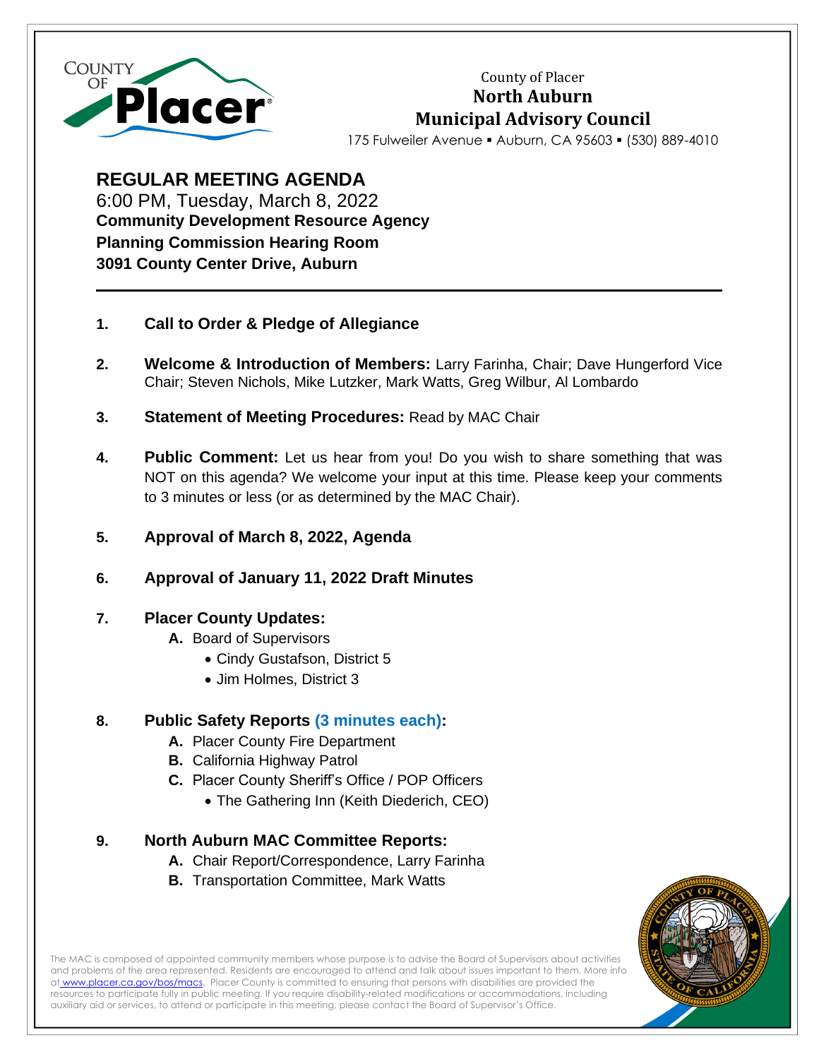County of Placer

# North Auburn Municipal Advisory Council

175 Fulweiler Avenue ▪ Auburn, CA 95603 ▪ (530) 889-4010

## REGULAR MEETING AGENDA

6:00 PM, Tuesday, March 8, 2022

**Community Development Resource Agency**
**Planning Commission Hearing Room**
**3091 County Center Drive, Auburn**

---

1. **Call to Order & Pledge of Allegiance**

2. **Welcome & Introduction of Members:** Larry Farinha, Chair; Dave Hungerford Vice Chair; Steven Nichols, Mike Lutzker, Mark Watts, Greg Wilbur, Al Lombardo

3. **Statement of Meeting Procedures:** Read by MAC Chair

4. **Public Comment:** Let us hear from you! Do you wish to share something that was NOT on this agenda? We welcome your input at this time. Please keep your comments to 3 minutes or less (or as determined by the MAC Chair).

5. **Approval of March 8, 2022, Agenda**

6. **Approval of January 11, 2022 Draft Minutes**

7. **Placer County Updates:**
   - **A.** Board of Supervisors
     - Cindy Gustafson, District 5
     - Jim Holmes, District 3

8. **Public Safety Reports (3 minutes each):**
   - **A.** Placer County Fire Department
   - **B.** California Highway Patrol
   - **C.** Placer County Sheriff's Office / POP Officers
     - The Gathering Inn (Keith Diederich, CEO)

9. **North Auburn MAC Committee Reports:**
   - **A.** Chair Report/Correspondence, Larry Farinha
   - **B.** Transportation Committee, Mark Watts

The MAC is composed of appointed community members whose purpose is to advise the Board of Supervisors about activities and problems of the area represented. Residents are encouraged to attend and talk about issues important to them. More info at www.placer.ca.gov/bos/macs. Placer County is committed to ensuring that persons with disabilities are provided the resources to participate fully in public meeting. If you require disability-related modifications or accommodations, including auxiliary aid or services, to attend or participate in this meeting, please contact the Board of Supervisor's Office.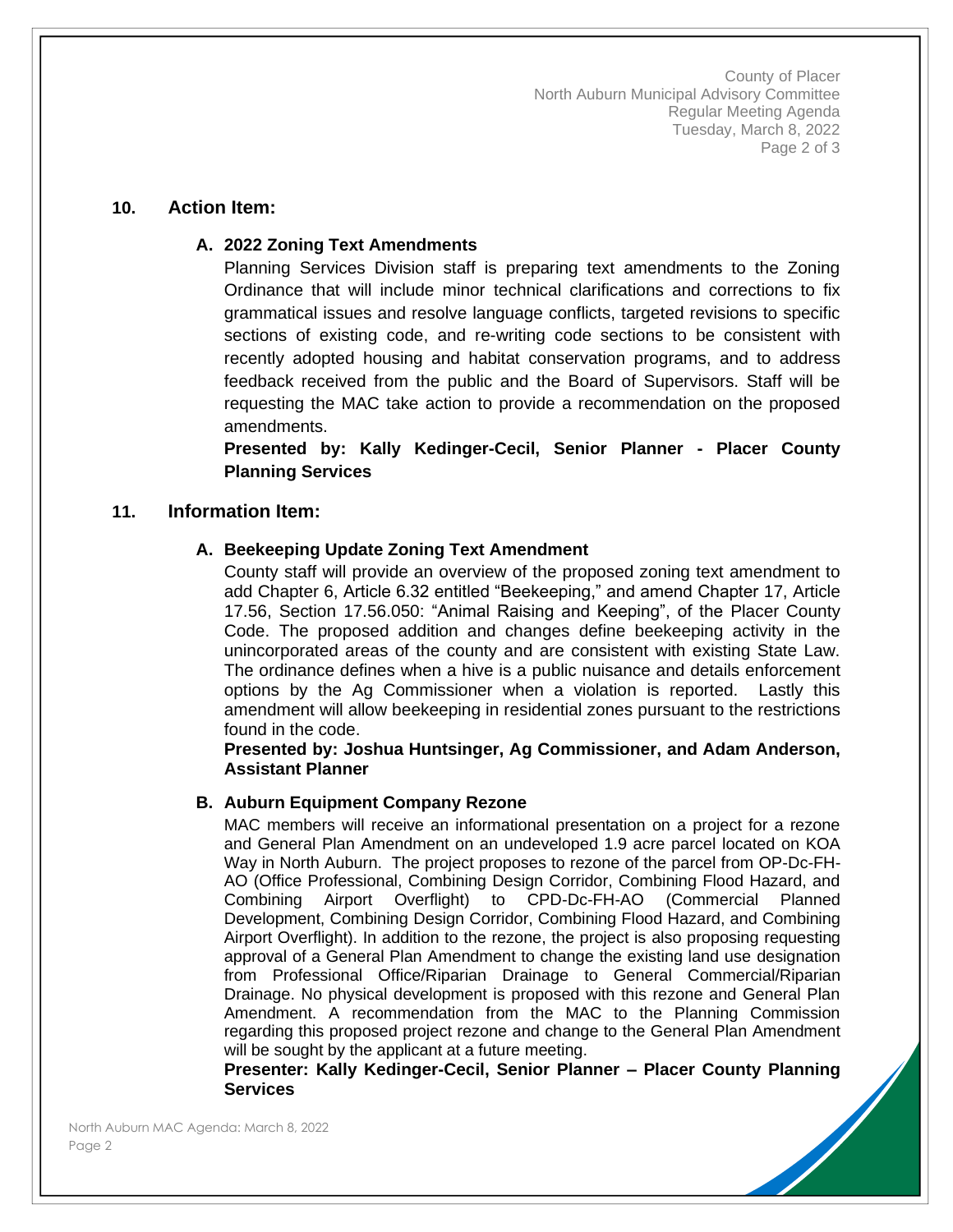## 10. Action Item:

### A. 2022 Zoning Text Amendments

Planning Services Division staff is preparing text amendments to the Zoning Ordinance that will include minor technical clarifications and corrections to fix grammatical issues and resolve language conflicts, targeted revisions to specific sections of existing code, and re-writing code sections to be consistent with recently adopted housing and habitat conservation programs, and to address feedback received from the public and the Board of Supervisors. Staff will be requesting the MAC take action to provide a recommendation on the proposed amendments.

**Presented by: Kally Kedinger-Cecil, Senior Planner - Placer County Planning Services**

## 11. Information Item:

### A. Beekeeping Update Zoning Text Amendment

County staff will provide an overview of the proposed zoning text amendment to add Chapter 6, Article 6.32 entitled "Beekeeping," and amend Chapter 17, Article 17.56, Section 17.56.050: "Animal Raising and Keeping", of the Placer County Code. The proposed addition and changes define beekeeping activity in the unincorporated areas of the county and are consistent with existing State Law. The ordinance defines when a hive is a public nuisance and details enforcement options by the Ag Commissioner when a violation is reported. Lastly this amendment will allow beekeeping in residential zones pursuant to the restrictions found in the code.

**Presented by: Joshua Huntsinger, Ag Commissioner, and Adam Anderson, Assistant Planner**

### B. Auburn Equipment Company Rezone

MAC members will receive an informational presentation on a project for a rezone and General Plan Amendment on an undeveloped 1.9 acre parcel located on KOA Way in North Auburn. The project proposes to rezone of the parcel from OP-Dc-FH-AO (Office Professional, Combining Design Corridor, Combining Flood Hazard, and Combining Airport Overflight) to CPD-Dc-FH-AO (Commercial Planned Development, Combining Design Corridor, Combining Flood Hazard, and Combining Airport Overflight). In addition to the rezone, the project is also proposing requesting approval of a General Plan Amendment to change the existing land use designation from Professional Office/Riparian Drainage to General Commercial/Riparian Drainage. No physical development is proposed with this rezone and General Plan Amendment. A recommendation from the MAC to the Planning Commission regarding this proposed project rezone and change to the General Plan Amendment will be sought by the applicant at a future meeting.

**Presenter: Kally Kedinger-Cecil, Senior Planner – Placer County Planning Services**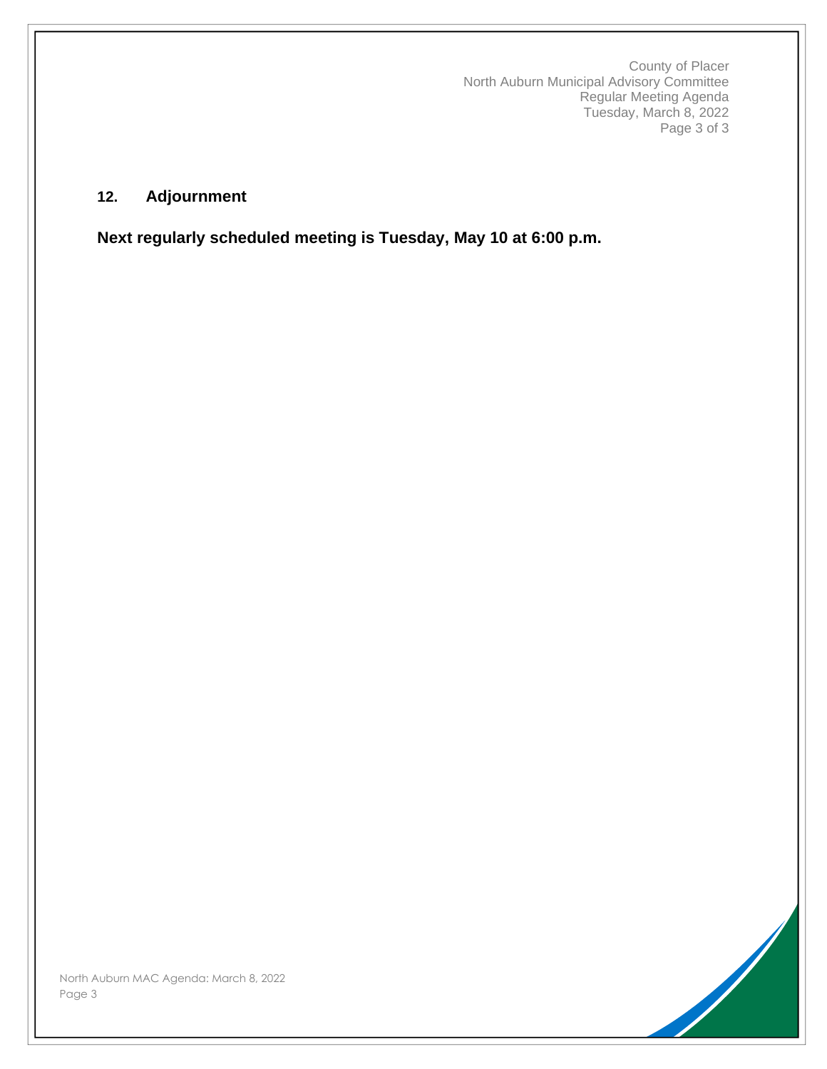## 12. Adjournment

**Next regularly scheduled meeting is Tuesday, May 10 at 6:00 p.m.**